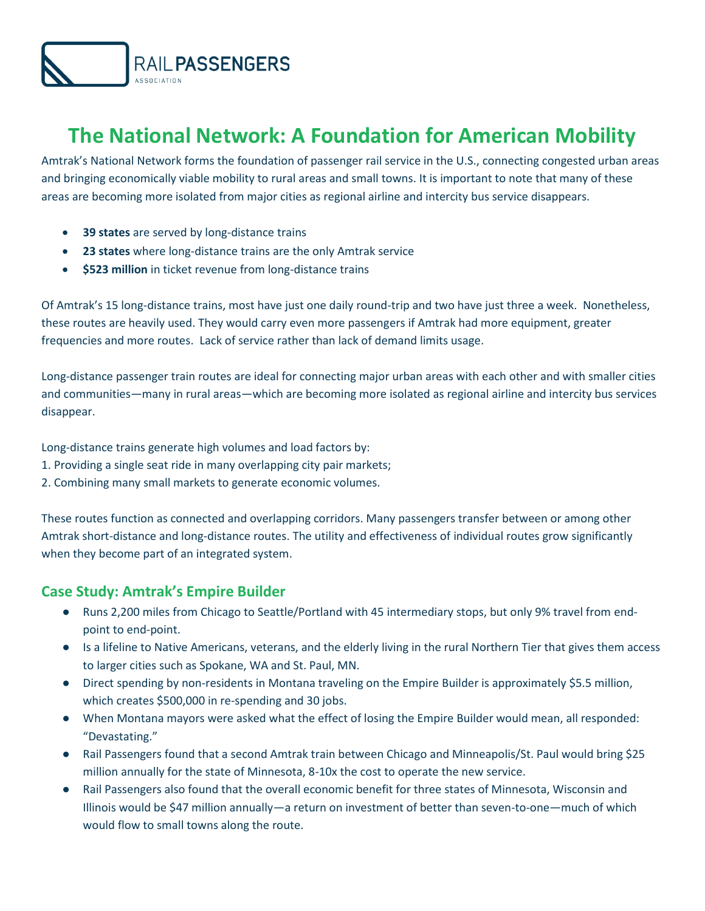RAIL PASSENGERS ASSOCIATION

# The National Network: A Foundation for American Mobility

Amtrak's National Network forms the foundation of passenger rail service in the U.S., connecting congested urban areas and bringing economically viable mobility to rural areas and small towns. It is important to note that many of these areas are becoming more isolated from major cities as regional airline and intercity bus service disappears.

- **39 states** are served by long-distance trains
- **23 states** where long-distance trains are the only Amtrak service
- **$523 million** in ticket revenue from long-distance trains

Of Amtrak's 15 long-distance trains, most have just one daily round-trip and two have just three a week. Nonetheless, these routes are heavily used. They would carry even more passengers if Amtrak had more equipment, greater frequencies and more routes. Lack of service rather than lack of demand limits usage.

Long-distance passenger train routes are ideal for connecting major urban areas with each other and with smaller cities and communities—many in rural areas—which are becoming more isolated as regional airline and intercity bus services disappear.

Long-distance trains generate high volumes and load factors by:
1. Providing a single seat ride in many overlapping city pair markets;
2. Combining many small markets to generate economic volumes.

These routes function as connected and overlapping corridors. Many passengers transfer between or among other Amtrak short-distance and long-distance routes. The utility and effectiveness of individual routes grow significantly when they become part of an integrated system.

## Case Study: Amtrak's Empire Builder

- Runs 2,200 miles from Chicago to Seattle/Portland with 45 intermediary stops, but only 9% travel from end-point to end-point.
- Is a lifeline to Native Americans, veterans, and the elderly living in the rural Northern Tier that gives them access to larger cities such as Spokane, WA and St. Paul, MN.
- Direct spending by non-residents in Montana traveling on the Empire Builder is approximately $5.5 million, which creates $500,000 in re-spending and 30 jobs.
- When Montana mayors were asked what the effect of losing the Empire Builder would mean, all responded: "Devastating."
- Rail Passengers found that a second Amtrak train between Chicago and Minneapolis/St. Paul would bring $25 million annually for the state of Minnesota, 8-10x the cost to operate the new service.
- Rail Passengers also found that the overall economic benefit for three states of Minnesota, Wisconsin and Illinois would be $47 million annually—a return on investment of better than seven-to-one—much of which would flow to small towns along the route.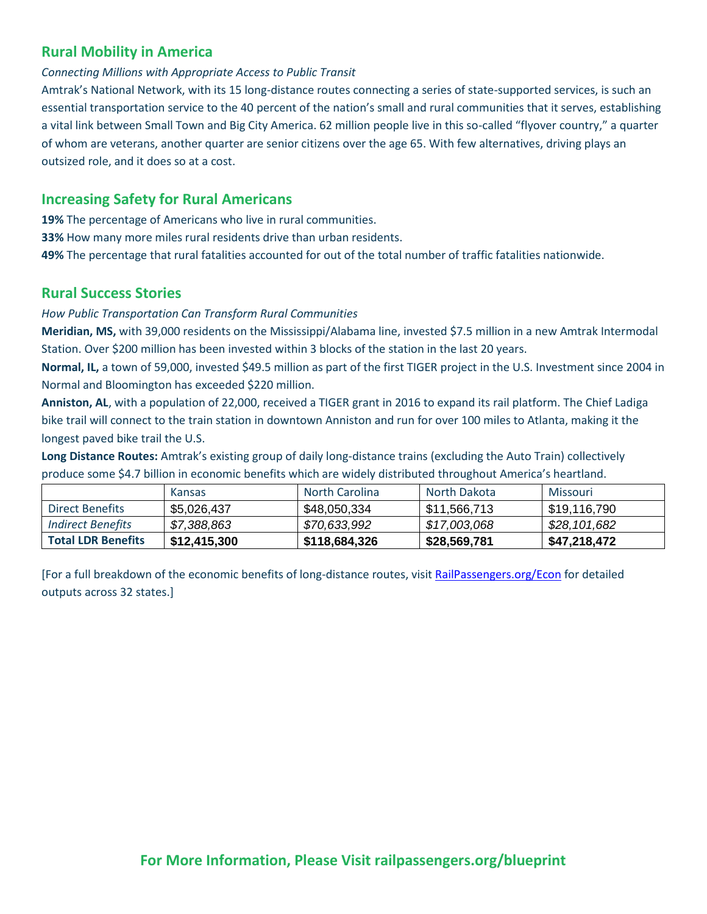## Rural Mobility in America

*Connecting Millions with Appropriate Access to Public Transit*

Amtrak's National Network, with its 15 long-distance routes connecting a series of state-supported services, is such an essential transportation service to the 40 percent of the nation's small and rural communities that it serves, establishing a vital link between Small Town and Big City America. 62 million people live in this so-called "flyover country," a quarter of whom are veterans, another quarter are senior citizens over the age 65. With few alternatives, driving plays an outsized role, and it does so at a cost.

## Increasing Safety for Rural Americans

**19%** The percentage of Americans who live in rural communities.

**33%** How many more miles rural residents drive than urban residents.

**49%** The percentage that rural fatalities accounted for out of the total number of traffic fatalities nationwide.

## Rural Success Stories

*How Public Transportation Can Transform Rural Communities*

**Meridian, MS,** with 39,000 residents on the Mississippi/Alabama line, invested $7.5 million in a new Amtrak Intermodal Station. Over $200 million has been invested within 3 blocks of the station in the last 20 years.

**Normal, IL,** a town of 59,000, invested $49.5 million as part of the first TIGER project in the U.S. Investment since 2004 in Normal and Bloomington has exceeded $220 million.

**Anniston, AL**, with a population of 22,000, received a TIGER grant in 2016 to expand its rail platform. The Chief Ladiga bike trail will connect to the train station in downtown Anniston and run for over 100 miles to Atlanta, making it the longest paved bike trail the U.S.

**Long Distance Routes:** Amtrak's existing group of daily long-distance trains (excluding the Auto Train) collectively produce some $4.7 billion in economic benefits which are widely distributed throughout America's heartland.

| | Kansas | North Carolina | North Dakota | Missouri |
|---|---|---|---|---|
| Direct Benefits | $5,026,437 | $48,050,334 | $11,566,713 | $19,116,790 |
| *Indirect Benefits* | *$7,388,863* | *$70,633,992* | *$17,003,068* | *$28,101,682* |
| **Total LDR Benefits** | **$12,415,300** | **$118,684,326** | **$28,569,781** | **$47,218,472** |

[For a full breakdown of the economic benefits of long-distance routes, visit RailPassengers.org/Econ for detailed outputs across 32 states.]

**For More Information, Please Visit railpassengers.org/blueprint**